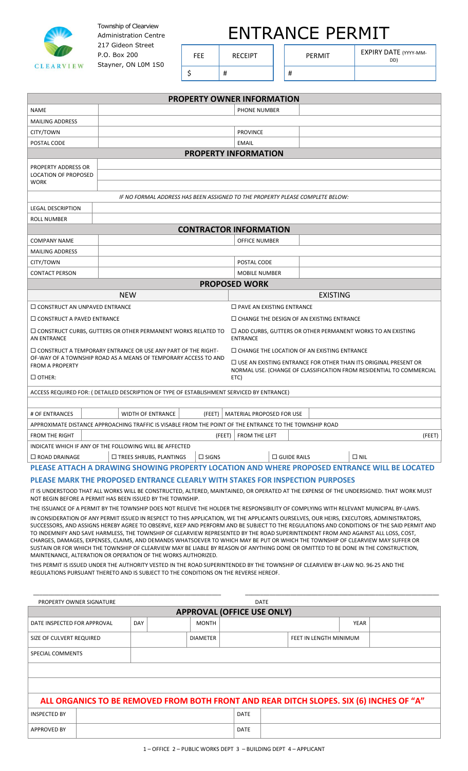Township of Clearview
Administration Centre
217 Gideon Street
P.O. Box 200
Stayner, ON L0M 1S0

# ENTRANCE PERMIT

| FEE | RECEIPT | PERMIT | EXPIRY DATE (YYYY-MM-DD) |
|---|---|---|---|
| $ | # | # | |

## PROPERTY OWNER INFORMATION

| | | | |
|---|---|---|---|
| NAME | | PHONE NUMBER | |
| MAILING ADDRESS | | | |
| CITY/TOWN | | PROVINCE | |
| POSTAL CODE | | EMAIL | |

## PROPERTY INFORMATION

| | |
|---|---|
| PROPERTY ADDRESS OR LOCATION OF PROPOSED WORK | |

*IF NO FORMAL ADDRESS HAS BEEN ASSIGNED TO THE PROPERTY PLEASE COMPLETE BELOW:*

| | |
|---|---|
| LEGAL DESCRIPTION | |
| ROLL NUMBER | |

## CONTRACTOR INFORMATION

| | | | |
|---|---|---|---|
| COMPANY NAME | | OFFICE NUMBER | |
| MAILING ADDRESS | | | |
| CITY/TOWN | | POSTAL CODE | |
| CONTACT PERSON | | MOBILE NUMBER | |

## PROPOSED WORK

| NEW | EXISTING |
|---|---|
| ☐ CONSTRUCT AN UNPAVED ENTRANCE | ☐ PAVE AN EXISTING ENTRANCE |
| ☐ CONSTRUCT A PAVED ENTRANCE | ☐ CHANGE THE DESIGN OF AN EXISTING ENTRANCE |
| ☐ CONSTRUCT CURBS, GUTTERS OR OTHER PERMANENT WORKS RELATED TO AN ENTRANCE | ☐ ADD CURBS, GUTTERS OR OTHER PERMANENT WORKS TO AN EXISTING ENTRANCE |
| ☐ CONSTRUCT A TEMPORARY ENTRANCE OR USE ANY PART OF THE RIGHT-OF-WAY OF A TOWNSHIP ROAD AS A MEANS OF TEMPORARY ACCESS TO AND FROM A PROPERTY | ☐ CHANGE THE LOCATION OF AN EXISTING ENTRANCE |
| ☐ OTHER: | ☐ USE AN EXISTING ENTRANCE FOR OTHER THAN ITS ORIGINAL PRESENT OR NORMAL USE. (CHANGE OF CLASSIFICATION FROM RESIDENTIAL TO COMMERCIAL ETC) |

ACCESS REQUIRED FOR: ( DETAILED DESCRIPTION OF TYPE OF ESTABLISHMENT SERVICED BY ENTRANCE)

| # OF ENTRANCES | | WIDTH OF ENTRANCE | (FEET) | MATERIAL PROPOSED FOR USE | |
|---|---|---|---|---|---|

APPROXIMATE DISTANCE APPROACHING TRAFFIC IS VISABLE FROM THE POINT OF THE ENTRANCE TO THE TOWNSHIP ROAD

| FROM THE RIGHT | (FEET) | FROM THE LEFT | (FEET) |
|---|---|---|---|

INDICATE WHICH IF ANY OF THE FOLLOWING WILL BE AFFECTED

☐ ROAD DRAINAGE ☐ TREES SHRUBS, PLANTINGS ☐ SIGNS ☐ GUIDE RAILS ☐ NIL

**PLEASE ATTACH A DRAWING SHOWING PROPERTY LOCATION AND WHERE PROPOSED ENTRANCE WILL BE LOCATED**

**PLEASE MARK THE PROPOSED ENTRANCE CLEARLY WITH STAKES FOR INSPECTION PURPOSES**

IT IS UNDERSTOOD THAT ALL WORKS WILL BE CONSTRUCTED, ALTERED, MAINTAINED, OR OPERATED AT THE EXPENSE OF THE UNDERSIGNED. THAT WORK MUST NOT BEGIN BEFORE A PERMIT HAS BEEN ISSUED BY THE TOWNSHIP.

THE ISSUANCE OF A PERMIT BY THE TOWNSHIP DOES NOT RELIEVE THE HOLDER THE RESPONSIBILITY OF COMPLYING WITH RELEVANT MUNICIPAL BY-LAWS.

IN CONSIDERATION OF ANY PERMIT ISSUED IN RESPECT TO THIS APPLICATION, WE THE APPLICANTS OURSELVES, OUR HEIRS, EXECUTORS, ADMINISTRATORS, SUCCESSORS, AND ASSIGNS HEREBY AGREE TO OBSERVE, KEEP AND PERFORM AND BE SUBJECT TO THE REGULATIONS AND CONDITIONS OF THE SAID PERMIT AND TO INDEMNIFY AND SAVE HARMLESS, THE TOWNSHIP OF CLEARVIEW REPRESENTED BY THE ROAD SUPERINTENDENT FROM AND AGAINST ALL LOSS, COST, CHARGES, DAMAGES, EXPENSES, CLAIMS, AND DEMANDS WHATSOEVER TO WHICH MAY BE PUT OR WHICH THE TOWNSHIP OF CLEARVIEW MAY SUFFER OR SUSTAIN OR FOR WHICH THE TOWNSHIP OF CLEARVIEW MAY BE LIABLE BY REASON OF ANYTHING DONE OR OMITTED TO BE DONE IN THE CONSTRUCTION, MAINTENANCE, ALTERATION OR OPERATION OF THE WORKS AUTHORIZED.

THIS PERMIT IS ISSUED UNDER THE AUTHORITY VESTED IN THE ROAD SUPERINTENDED BY THE TOWNSHIP OF CLEARVIEW BY-LAW NO. 96-25 AND THE REGULATIONS PURSUANT THERETO AND IS SUBJECT TO THE CONDITIONS ON THE REVERSE HEREOF.

_______________________________ _______________________________

PROPERTY OWNER SIGNATURE DATE

## APPROVAL (OFFICE USE ONLY)

| | | | | | | |
|---|---|---|---|---|---|---|
| DATE INSPECTED FOR APPROVAL | DAY | | MONTH | | YEAR | |
| SIZE OF CULVERT REQUIRED | | | DIAMETER | | FEET IN LENGTH MINIMUM | |
| SPECIAL COMMENTS | | | | | | |

**ALL ORGANICS TO BE REMOVED FROM BOTH FRONT AND REAR DITCH SLOPES. SIX (6) INCHES OF "A"**

| | | | |
|---|---|---|---|
| INSPECTED BY | | DATE | |
| APPROVED BY | | DATE | |

1 – OFFICE 2 – PUBLIC WORKS DEPT 3 – BUILDING DEPT 4 – APPLICANT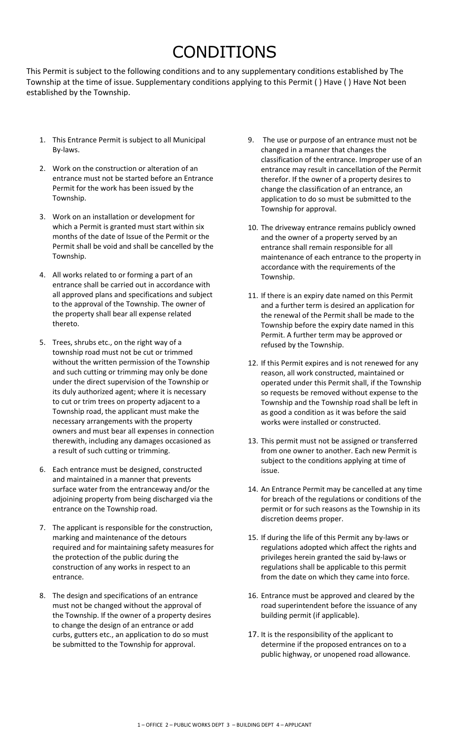# CONDITIONS

This Permit is subject to the following conditions and to any supplementary conditions established by The Township at the time of issue. Supplementary conditions applying to this Permit ( ) Have ( ) Have Not been established by the Township.

1. This Entrance Permit is subject to all Municipal By-laws.

2. Work on the construction or alteration of an entrance must not be started before an Entrance Permit for the work has been issued by the Township.

3. Work on an installation or development for which a Permit is granted must start within six months of the date of Issue of the Permit or the Permit shall be void and shall be cancelled by the Township.

4. All works related to or forming a part of an entrance shall be carried out in accordance with all approved plans and specifications and subject to the approval of the Township. The owner of the property shall bear all expense related thereto.

5. Trees, shrubs etc., on the right way of a township road must not be cut or trimmed without the written permission of the Township and such cutting or trimming may only be done under the direct supervision of the Township or its duly authorized agent; where it is necessary to cut or trim trees on property adjacent to a Township road, the applicant must make the necessary arrangements with the property owners and must bear all expenses in connection therewith, including any damages occasioned as a result of such cutting or trimming.

6. Each entrance must be designed, constructed and maintained in a manner that prevents surface water from the entranceway and/or the adjoining property from being discharged via the entrance on the Township road.

7. The applicant is responsible for the construction, marking and maintenance of the detours required and for maintaining safety measures for the protection of the public during the construction of any works in respect to an entrance.

8. The design and specifications of an entrance must not be changed without the approval of the Township. If the owner of a property desires to change the design of an entrance or add curbs, gutters etc., an application to do so must be submitted to the Township for approval.

9. The use or purpose of an entrance must not be changed in a manner that changes the classification of the entrance. Improper use of an entrance may result in cancellation of the Permit therefor. If the owner of a property desires to change the classification of an entrance, an application to do so must be submitted to the Township for approval.

10. The driveway entrance remains publicly owned and the owner of a property served by an entrance shall remain responsible for all maintenance of each entrance to the property in accordance with the requirements of the Township.

11. If there is an expiry date named on this Permit and a further term is desired an application for the renewal of the Permit shall be made to the Township before the expiry date named in this Permit. A further term may be approved or refused by the Township.

12. If this Permit expires and is not renewed for any reason, all work constructed, maintained or operated under this Permit shall, if the Township so requests be removed without expense to the Township and the Township road shall be left in as good a condition as it was before the said works were installed or constructed.

13. This permit must not be assigned or transferred from one owner to another. Each new Permit is subject to the conditions applying at time of issue.

14. An Entrance Permit may be cancelled at any time for breach of the regulations or conditions of the permit or for such reasons as the Township in its discretion deems proper.

15. If during the life of this Permit any by-laws or regulations adopted which affect the rights and privileges herein granted the said by-laws or regulations shall be applicable to this permit from the date on which they came into force.

16. Entrance must be approved and cleared by the road superintendent before the issuance of any building permit (if applicable).

17. It is the responsibility of the applicant to determine if the proposed entrances on to a public highway, or unopened road allowance.

1 – OFFICE 2 – PUBLIC WORKS DEPT 3 – BUILDING DEPT 4 – APPLICANT